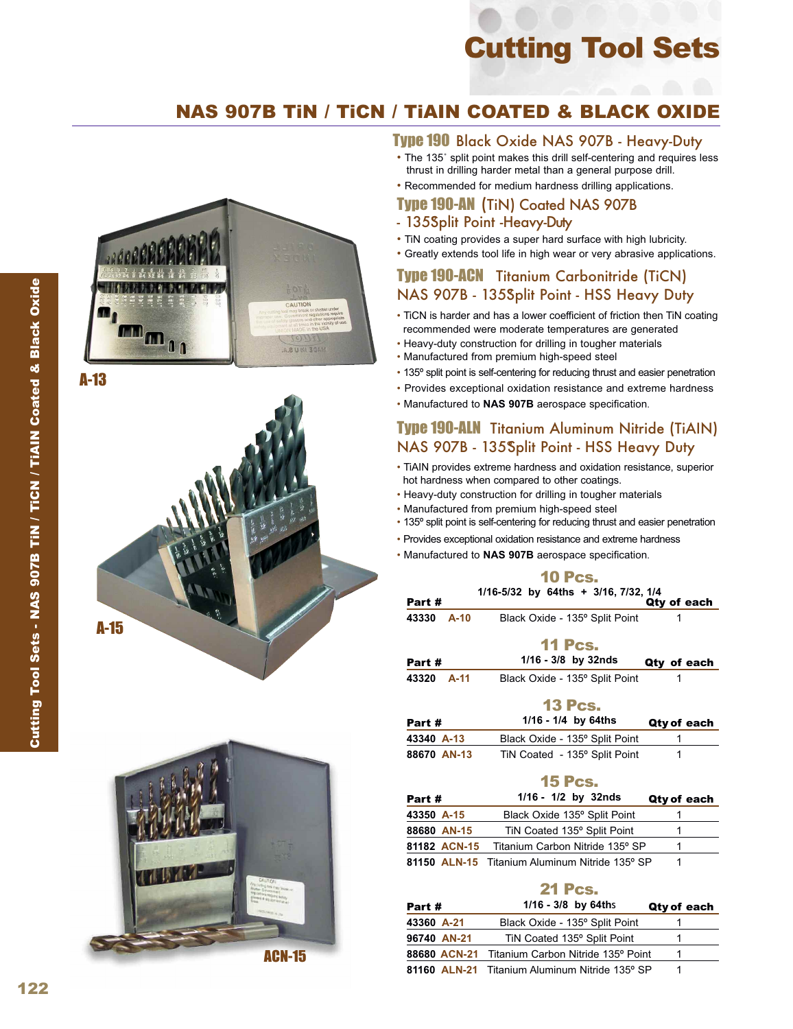# Cutting Tool Sets

## NAS 907B TiN / TiCN / TiAlN COATED & BLACK OXIDE

A-13

A-15

ACN-15

### Type 190 Black Oxide NAS 907B - Heavy-Duty

- The 135˚ split point makes this drill self-centering and requires less thrust in drilling harder metal than a general purpose drill.
- Recommended for medium hardness drilling applications.

### Type 190-AN (TiN) Coated NAS 907B - 135˚ Split Point -Heavy-Duty

- TiN coating provides a super hard surface with high lubricity.
- Greatly extends tool life in high wear or very abrasive applications.

### Type 190-ACN Titanium Carbonitride (TiCN) NAS 907B - 135˚ Split Point - HSS Heavy Duty

- TiCN is harder and has a lower coefficient of friction then TiN coating recommended were moderate temperatures are generated
- Heavy-duty construction for drilling in tougher materials
- Manufactured from premium high-speed steel
- 135º split point is self-centering for reducing thrust and easier penetration
- Provides exceptional oxidation resistance and extreme hardness
- Manufactured to **NAS 907B** aerospace specification.

### Type 190-ALN Titanium Aluminum Nitride (TiAlN) NAS 907B - 135˚ Split Point - HSS Heavy Duty

- TiAlN provides extreme hardness and oxidation resistance, superior hot hardness when compared to other coatings.
- Heavy-duty construction for drilling in tougher materials
- Manufactured from premium high-speed steel
- 135º split point is self-centering for reducing thrust and easier penetration
- Provides exceptional oxidation resistance and extreme hardness
- Manufactured to **NAS 907B** aerospace specification.

**10 Pcs.**

| Part # | | 1/16-5/32 by 64ths + 3/16, 7/32, 1/4 | Qty of each |
|---|---|---|---|
| 43330 | A-10 | Black Oxide - 135º Split Point | 1 |

**11 Pcs.**

| Part # | | 1/16 - 3/8 by 32nds | Qty of each |
|---|---|---|---|
| 43320 | A-11 | Black Oxide - 135º Split Point | 1 |

**13 Pcs.**

| Part # | | 1/16 - 1/4 by 64ths | Qty of each |
|---|---|---|---|
| 43340 | A-13 | Black Oxide - 135º Split Point | 1 |
| 88670 | AN-13 | TiN Coated - 135º Split Point | 1 |

**15 Pcs.**

| Part # | | 1/16 - 1/2 by 32nds | Qty of each |
|---|---|---|---|
| 43350 | A-15 | Black Oxide 135º Split Point | 1 |
| 88680 | AN-15 | TiN Coated 135º Split Point | 1 |
| 81182 | ACN-15 | Titanium Carbon Nitride 135º SP | 1 |
| 81150 | ALN-15 | Titanium Aluminum Nitride 135º SP | 1 |

**21 Pcs.**

| Part # | | 1/16 - 3/8 by 64ths | Qty of each |
|---|---|---|---|
| 43360 | A-21 | Black Oxide - 135º Split Point | 1 |
| 96740 | AN-21 | TiN Coated 135º Split Point | 1 |
| 88680 | ACN-21 | Titanium Carbon Nitride 135º Point | 1 |
| 81160 | ALN-21 | Titanium Aluminum Nitride 135º SP | 1 |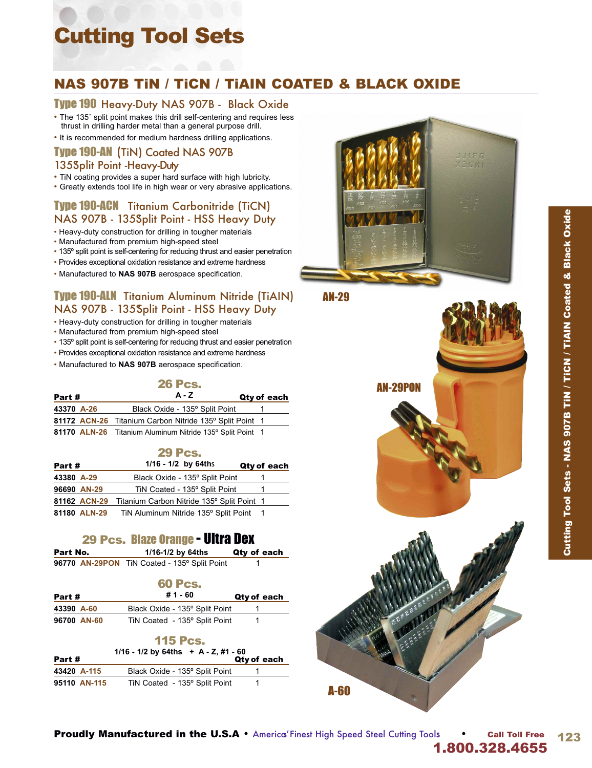# Cutting Tool Sets

## NAS 907B TiN / TiCN / TiAlN COATED & BLACK OXIDE

### Type 190 Heavy-Duty NAS 907B - Black Oxide

- The 135° split point makes this drill self-centering and requires less thrust in drilling harder metal than a general purpose drill.
- It is recommended for medium hardness drilling applications.

### Type 190-AN (TiN) Coated NAS 907B 135° Split Point -Heavy-Duty

- TiN coating provides a super hard surface with high lubricity.
- Greatly extends tool life in high wear or very abrasive applications.

### Type 190-ACN Titanium Carbonitride (TiCN) NAS 907B - 135° Split Point - HSS Heavy Duty

- Heavy-duty construction for drilling in tougher materials
- Manufactured from premium high-speed steel
- 135º split point is self-centering for reducing thrust and easier penetration
- Provides exceptional oxidation resistance and extreme hardness
- Manufactured to **NAS 907B** aerospace specification.

### Type 190-ALN Titanium Aluminum Nitride (TiAlN) NAS 907B - 135° Split Point - HSS Heavy Duty

- Heavy-duty construction for drilling in tougher materials
- Manufactured from premium high-speed steel
- 135º split point is self-centering for reducing thrust and easier penetration
- Provides exceptional oxidation resistance and extreme hardness
- Manufactured to **NAS 907B** aerospace specification.

#### 26 Pcs.

| Part # | A - Z | Qty of each |
|---|---|---|
| **43370 A-26** | Black Oxide - 135º Split Point | 1 |
| **81172 ACN-26** | Titanium Carbon Nitride 135º Split Point | 1 |
| **81170 ALN-26** | Titanium Aluminum Nitride 135º Split Point | 1 |

#### 29 Pcs.

| Part # | 1/16 - 1/2 by 64ths | Qty of each |
|---|---|---|
| **43380 A-29** | Black Oxide - 135º Split Point | 1 |
| **96690 AN-29** | TiN Coated - 135º Split Point | 1 |
| **81162 ACN-29** | Titanium Carbon Nitride 135º Split Point | 1 |
| **81180 ALN-29** | TiN Aluminum Nitride 135º Split Point | 1 |

#### 29 Pcs. Blaze Orange - Ultra Dex

| Part No. | 1/16-1/2 by 64ths | Qty of each |
|---|---|---|
| **96770 AN-29PON** | TiN Coated - 135º Split Point | 1 |

#### 60 Pcs.

| Part # | # 1 - 60 | Qty of each |
|---|---|---|
| **43390 A-60** | Black Oxide - 135º Split Point | 1 |
| **96700 AN-60** | TiN Coated - 135º Split Point | 1 |

#### 115 Pcs.

| Part # | 1/16 - 1/2 by 64ths + A - Z, #1 - 60 | Qty of each |
|---|---|---|
| **43420 A-115** | Black Oxide - 135º Split Point | 1 |
| **95110 AN-115** | TiN Coated - 135º Split Point | 1 |

AN-29

AN-29PON

A-60

**Proudly Manufactured in the U.S.A** • America's Finest High Speed Steel Cutting Tools • **Call Toll Free 1.800.328.4655**